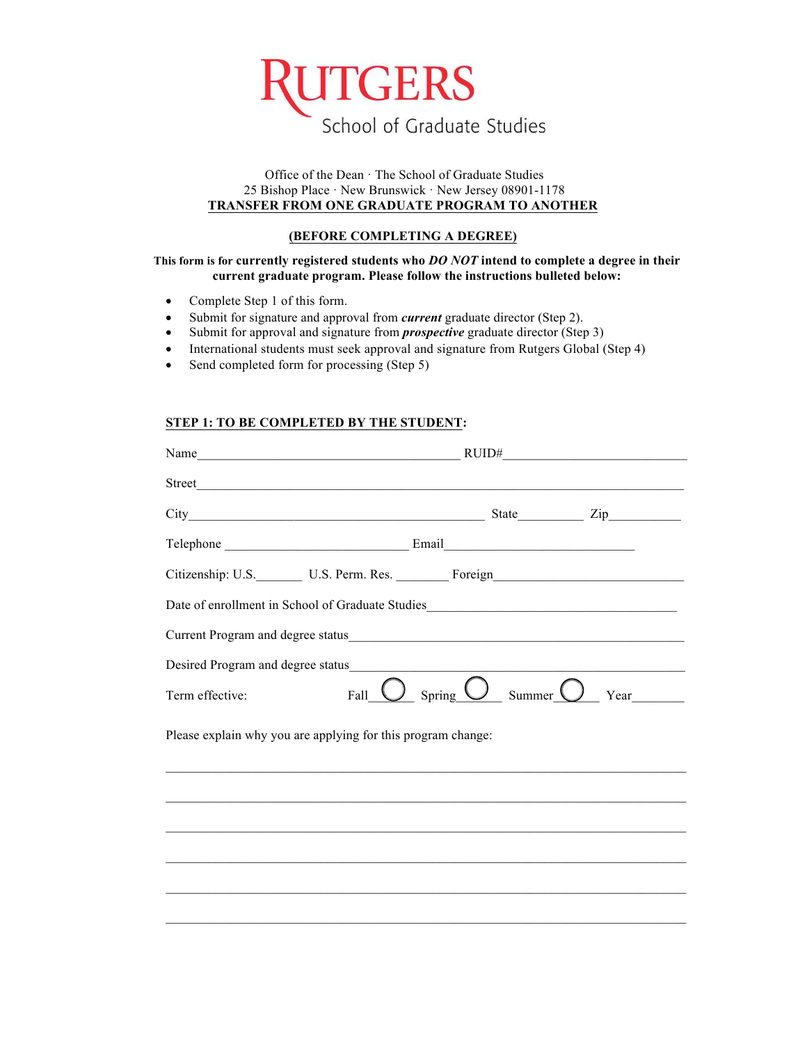# RUTGERS
School of Graduate Studies

Office of the Dean · The School of Graduate Studies
25 Bishop Place · New Brunswick · New Jersey 08901-1178

## TRANSFER FROM ONE GRADUATE PROGRAM TO ANOTHER

## (BEFORE COMPLETING A DEGREE)

**This form is for currently registered students who *DO NOT* intend to complete a degree in their current graduate program. Please follow the instructions bulleted below:**

- Complete Step 1 of this form.
- Submit for signature and approval from ***current*** graduate director (Step 2).
- Submit for approval and signature from ***prospective*** graduate director (Step 3)
- International students must seek approval and signature from Rutgers Global (Step 4)
- Send completed form for processing (Step 5)

### STEP 1: TO BE COMPLETED BY THE STUDENT:

Name_______________________________________ RUID#___________________________

Street_____________________________________________________________________

City_______________________________________ State__________ Zip___________

Telephone ___________________________ Email_____________________________

Citizenship: U.S._______ U.S. Perm. Res. ________ Foreign_____________________________

Date of enrollment in School of Graduate Studies______________________________________

Current Program and degree status_________________________________________________

Desired Program and degree status_________________________________________________

Term effective: Fall ◯ Spring ◯ Summer ◯ Year________

Please explain why you are applying for this program change:

___________________________________________________________________________

___________________________________________________________________________

___________________________________________________________________________

___________________________________________________________________________

___________________________________________________________________________

___________________________________________________________________________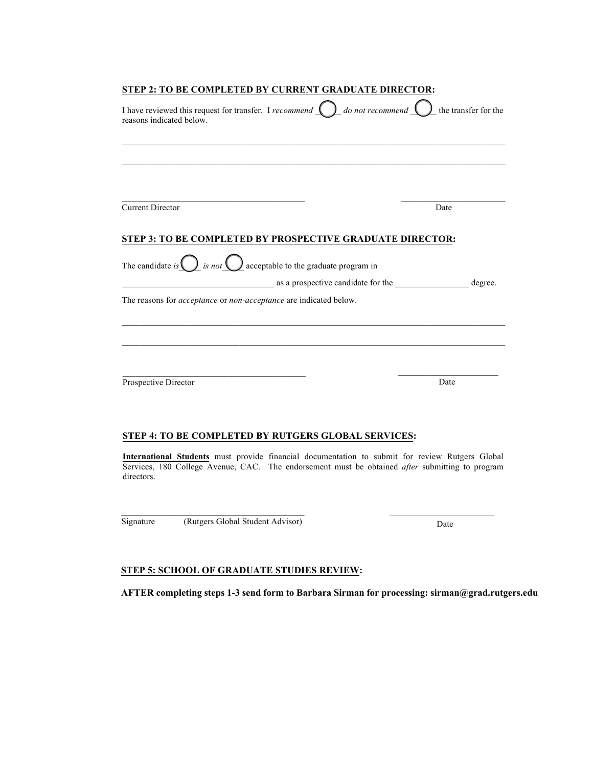**STEP 2: TO BE COMPLETED BY CURRENT GRADUATE DIRECTOR:**

I have reviewed this request for transfer. I *recommend* ______ *do not recommend* ______ the transfer for the reasons indicated below.

______________________________________________________________________________

______________________________________________________________________________

_________________________________________ ________________________

Current Director Date

**STEP 3: TO BE COMPLETED BY PROSPECTIVE GRADUATE DIRECTOR:**

The candidate *is* ______ *is not* ______ acceptable to the graduate program in

__________________________________ as a prospective candidate for the ________________ degree.

The reasons for *acceptance* or *non-acceptance* are indicated below.

______________________________________________________________________________

______________________________________________________________________________

_________________________________________ ________________________

Prospective Director Date

**STEP 4: TO BE COMPLETED BY RUTGERS GLOBAL SERVICES:**

**International Students** must provide financial documentation to submit for review Rutgers Global Services, 180 College Avenue, CAC. The endorsement must be obtained *after* submitting to program directors.

_________________________________________ ________________________

Signature (Rutgers Global Student Advisor) Date

**STEP 5: SCHOOL OF GRADUATE STUDIES REVIEW:**

**AFTER completing steps 1-3 send form to Barbara Sirman for processing: sirman@grad.rutgers.edu**